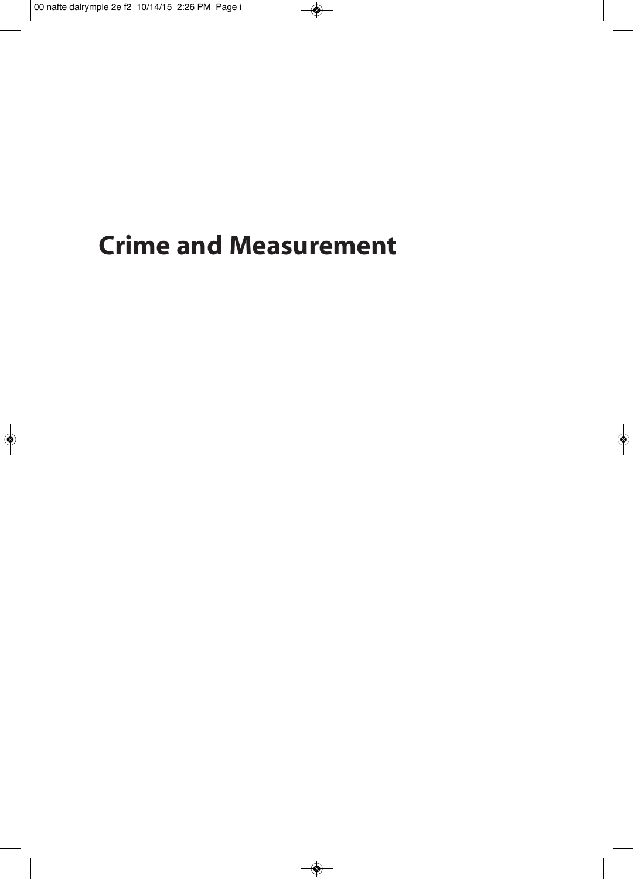# Crime and Measurement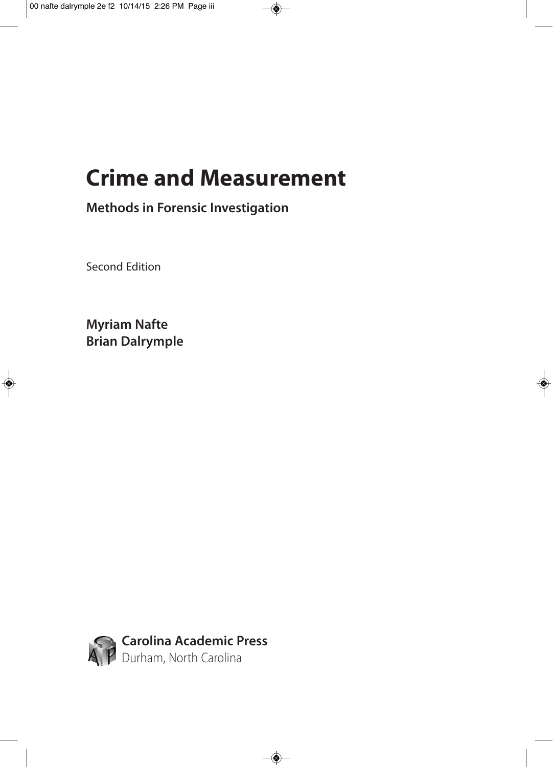# Crime and Measurement

## Methods in Forensic Investigation

Second Edition

**Myriam Nafte**
**Brian Dalrymple**

**Carolina Academic Press**
Durham, North Carolina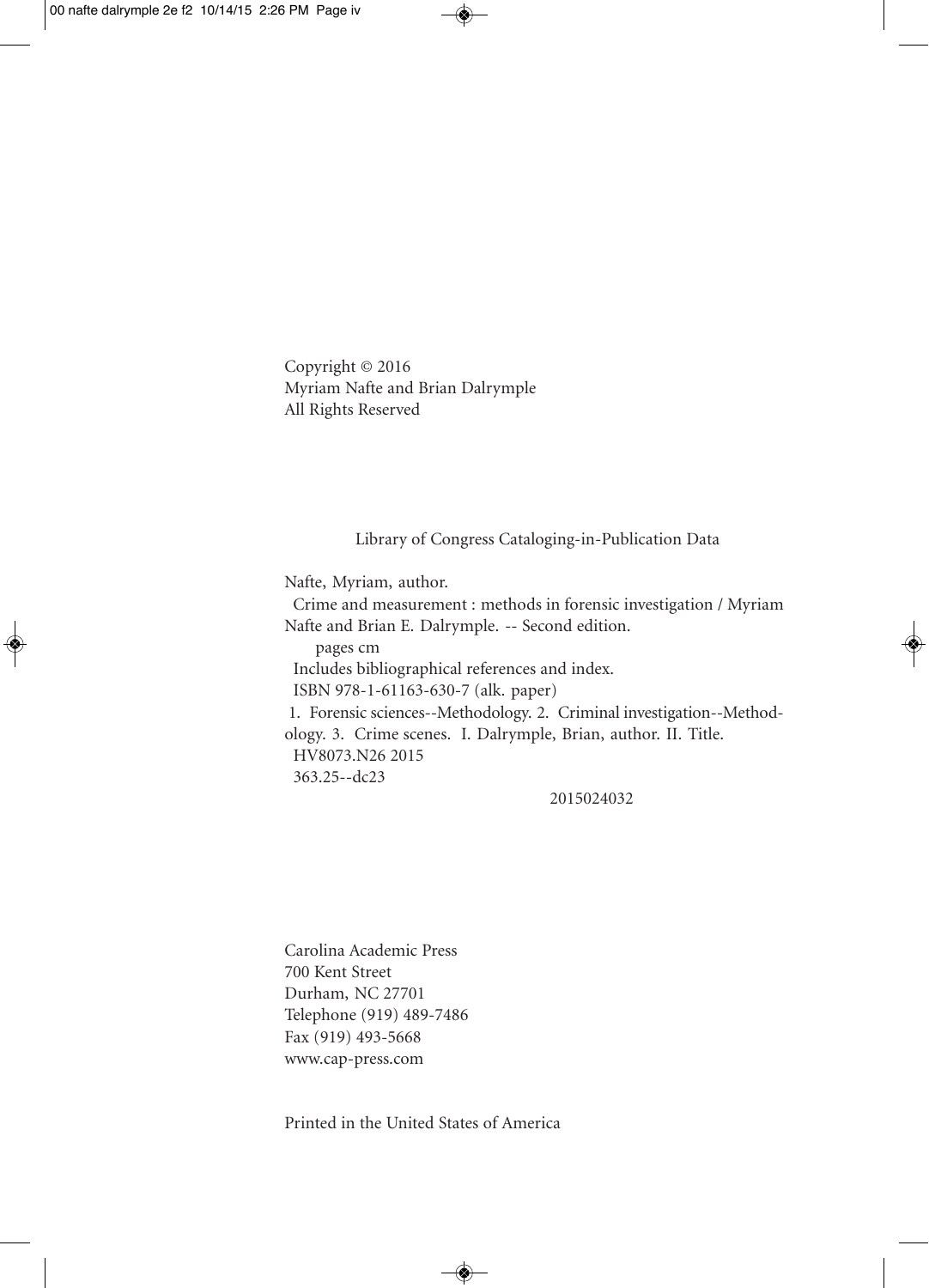Copyright © 2016
Myriam Nafte and Brian Dalrymple
All Rights Reserved

Library of Congress Cataloging-in-Publication Data

Nafte, Myriam, author.
Crime and measurement : methods in forensic investigation / Myriam Nafte and Brian E. Dalrymple. -- Second edition.
pages cm
Includes bibliographical references and index.
ISBN 978-1-61163-630-7 (alk. paper)
1. Forensic sciences--Methodology. 2. Criminal investigation--Methodology. 3. Crime scenes. I. Dalrymple, Brian, author. II. Title.
HV8073.N26 2015
363.25--dc23

2015024032

Carolina Academic Press
700 Kent Street
Durham, NC 27701
Telephone (919) 489-7486
Fax (919) 493-5668
www.cap-press.com

Printed in the United States of America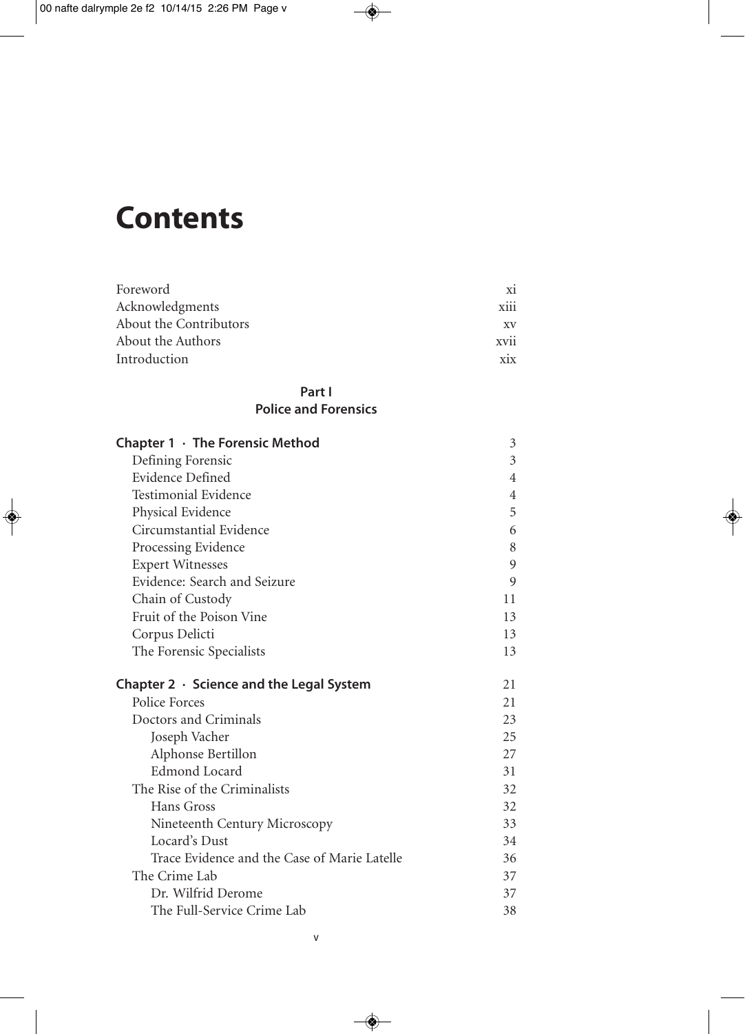# Contents

| | |
|---|---|
| Foreword | xi |
| Acknowledgments | xiii |
| About the Contributors | xv |
| About the Authors | xvii |
| Introduction | xix |

## Part I
## Police and Forensics

| | |
|---|---|
| **Chapter 1 · The Forensic Method** | 3 |
| Defining Forensic | 3 |
| Evidence Defined | 4 |
| Testimonial Evidence | 4 |
| Physical Evidence | 5 |
| Circumstantial Evidence | 6 |
| Processing Evidence | 8 |
| Expert Witnesses | 9 |
| Evidence: Search and Seizure | 9 |
| Chain of Custody | 11 |
| Fruit of the Poison Vine | 13 |
| Corpus Delicti | 13 |
| The Forensic Specialists | 13 |
| **Chapter 2 · Science and the Legal System** | 21 |
| Police Forces | 21 |
| Doctors and Criminals | 23 |
| Joseph Vacher | 25 |
| Alphonse Bertillon | 27 |
| Edmond Locard | 31 |
| The Rise of the Criminalists | 32 |
| Hans Gross | 32 |
| Nineteenth Century Microscopy | 33 |
| Locard's Dust | 34 |
| Trace Evidence and the Case of Marie Latelle | 36 |
| The Crime Lab | 37 |
| Dr. Wilfrid Derome | 37 |
| The Full-Service Crime Lab | 38 |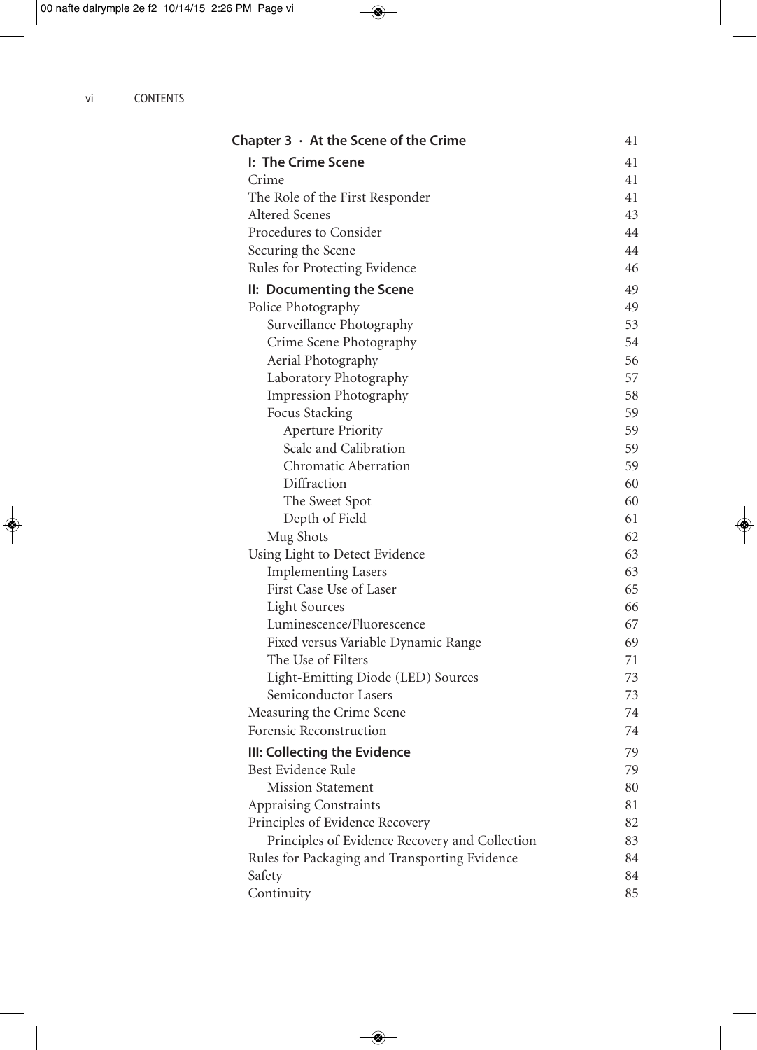| Chapter 3 · At the Scene of the Crime | 41 |
|---|---|
| **I: The Crime Scene** | 41 |
| Crime | 41 |
| The Role of the First Responder | 41 |
| Altered Scenes | 43 |
| Procedures to Consider | 44 |
| Securing the Scene | 44 |
| Rules for Protecting Evidence | 46 |
| **II: Documenting the Scene** | 49 |
| Police Photography | 49 |
| Surveillance Photography | 53 |
| Crime Scene Photography | 54 |
| Aerial Photography | 56 |
| Laboratory Photography | 57 |
| Impression Photography | 58 |
| Focus Stacking | 59 |
| Aperture Priority | 59 |
| Scale and Calibration | 59 |
| Chromatic Aberration | 59 |
| Diffraction | 60 |
| The Sweet Spot | 60 |
| Depth of Field | 61 |
| Mug Shots | 62 |
| Using Light to Detect Evidence | 63 |
| Implementing Lasers | 63 |
| First Case Use of Laser | 65 |
| Light Sources | 66 |
| Luminescence/Fluorescence | 67 |
| Fixed versus Variable Dynamic Range | 69 |
| The Use of Filters | 71 |
| Light-Emitting Diode (LED) Sources | 73 |
| Semiconductor Lasers | 73 |
| Measuring the Crime Scene | 74 |
| Forensic Reconstruction | 74 |
| **III: Collecting the Evidence** | 79 |
| Best Evidence Rule | 79 |
| Mission Statement | 80 |
| Appraising Constraints | 81 |
| Principles of Evidence Recovery | 82 |
| Principles of Evidence Recovery and Collection | 83 |
| Rules for Packaging and Transporting Evidence | 84 |
| Safety | 84 |
| Continuity | 85 |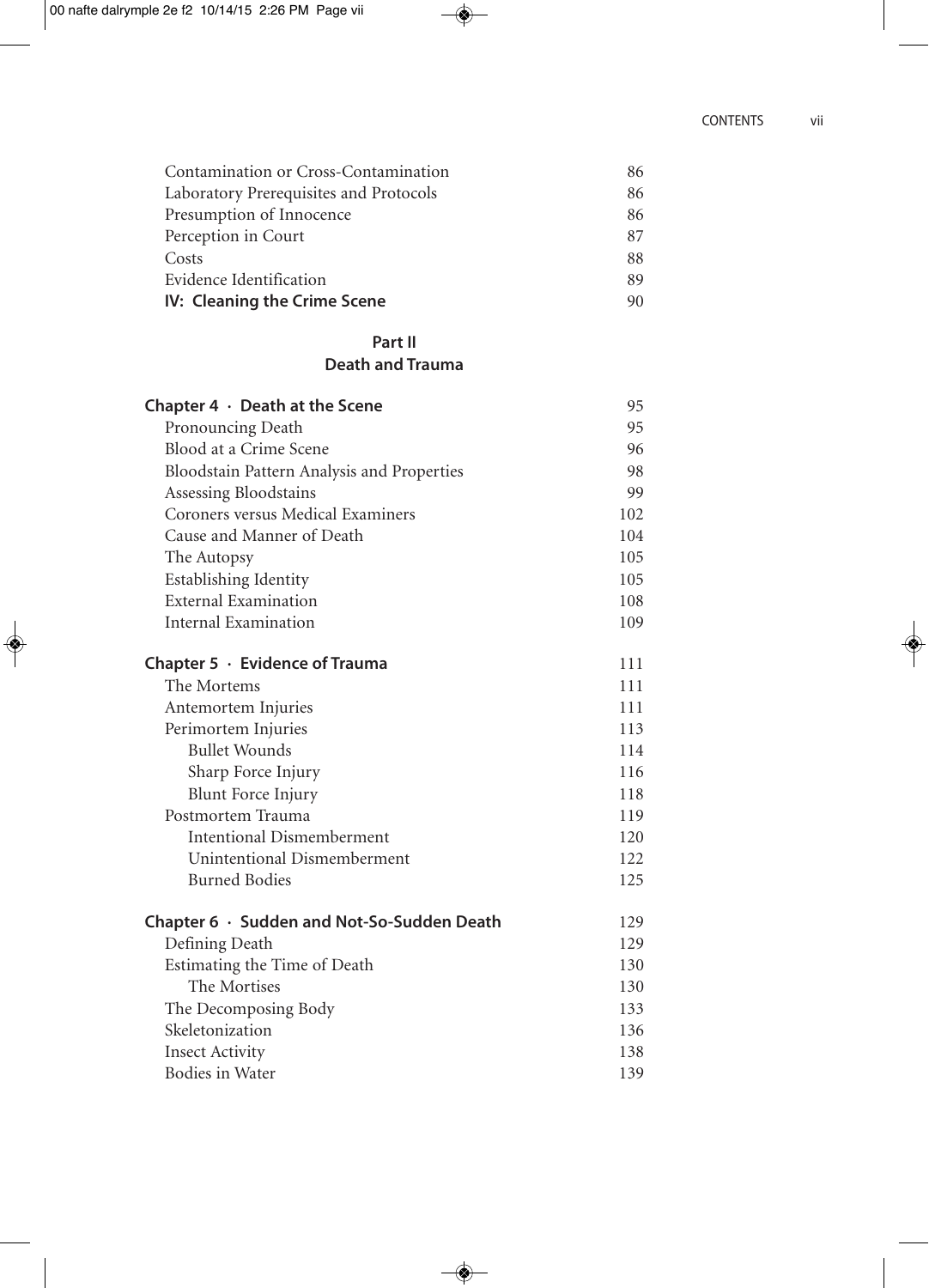Contamination or Cross-Contamination 86
Laboratory Prerequisites and Protocols 86
Presumption of Innocence 86
Perception in Court 87
Costs 88
Evidence Identification 89
**IV: Cleaning the Crime Scene** 90

## Part II
## Death and Trauma

**Chapter 4 · Death at the Scene** 95
Pronouncing Death 95
Blood at a Crime Scene 96
Bloodstain Pattern Analysis and Properties 98
Assessing Bloodstains 99
Coroners versus Medical Examiners 102
Cause and Manner of Death 104
The Autopsy 105
Establishing Identity 105
External Examination 108
Internal Examination 109

**Chapter 5 · Evidence of Trauma** 111
The Mortems 111
Antemortem Injuries 111
Perimortem Injuries 113
- Bullet Wounds 114
- Sharp Force Injury 116
- Blunt Force Injury 118

Postmortem Trauma 119
- Intentional Dismemberment 120
- Unintentional Dismemberment 122
- Burned Bodies 125

**Chapter 6 · Sudden and Not-So-Sudden Death** 129
Defining Death 129
Estimating the Time of Death 130
- The Mortises 130

The Decomposing Body 133
Skeletonization 136
Insect Activity 138
Bodies in Water 139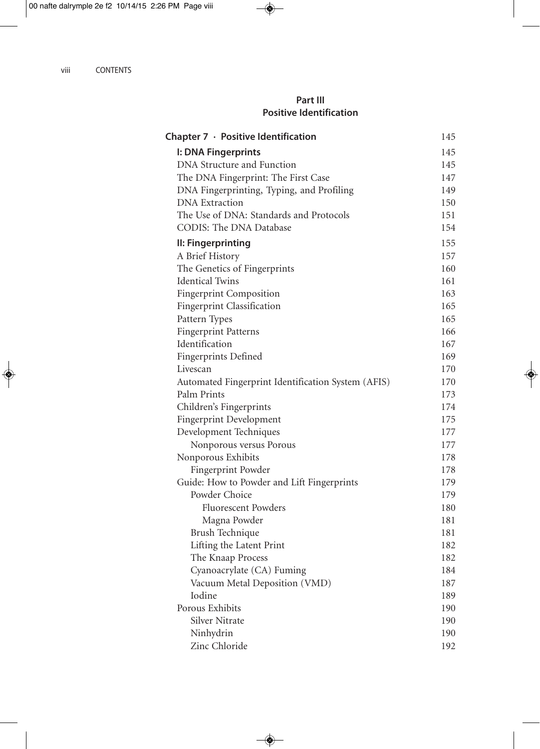## Part III
## Positive Identification

| | |
|---|---|
| **Chapter 7 · Positive Identification** | 145 |
| **I: DNA Fingerprints** | 145 |
| DNA Structure and Function | 145 |
| The DNA Fingerprint: The First Case | 147 |
| DNA Fingerprinting, Typing, and Profiling | 149 |
| DNA Extraction | 150 |
| The Use of DNA: Standards and Protocols | 151 |
| CODIS: The DNA Database | 154 |
| **II: Fingerprinting** | 155 |
| A Brief History | 157 |
| The Genetics of Fingerprints | 160 |
| Identical Twins | 161 |
| Fingerprint Composition | 163 |
| Fingerprint Classification | 165 |
| Pattern Types | 165 |
| Fingerprint Patterns | 166 |
| Identification | 167 |
| Fingerprints Defined | 169 |
| Livescan | 170 |
| Automated Fingerprint Identification System (AFIS) | 170 |
| Palm Prints | 173 |
| Children's Fingerprints | 174 |
| Fingerprint Development | 175 |
| Development Techniques | 177 |
|     Nonporous versus Porous | 177 |
| Nonporous Exhibits | 178 |
|     Fingerprint Powder | 178 |
| Guide: How to Powder and Lift Fingerprints | 179 |
|     Powder Choice | 179 |
|         Fluorescent Powders | 180 |
|         Magna Powder | 181 |
|     Brush Technique | 181 |
|     Lifting the Latent Print | 182 |
|     The Knaap Process | 182 |
|     Cyanoacrylate (CA) Fuming | 184 |
|     Vacuum Metal Deposition (VMD) | 187 |
|     Iodine | 189 |
| Porous Exhibits | 190 |
|     Silver Nitrate | 190 |
|     Ninhydrin | 190 |
|     Zinc Chloride | 192 |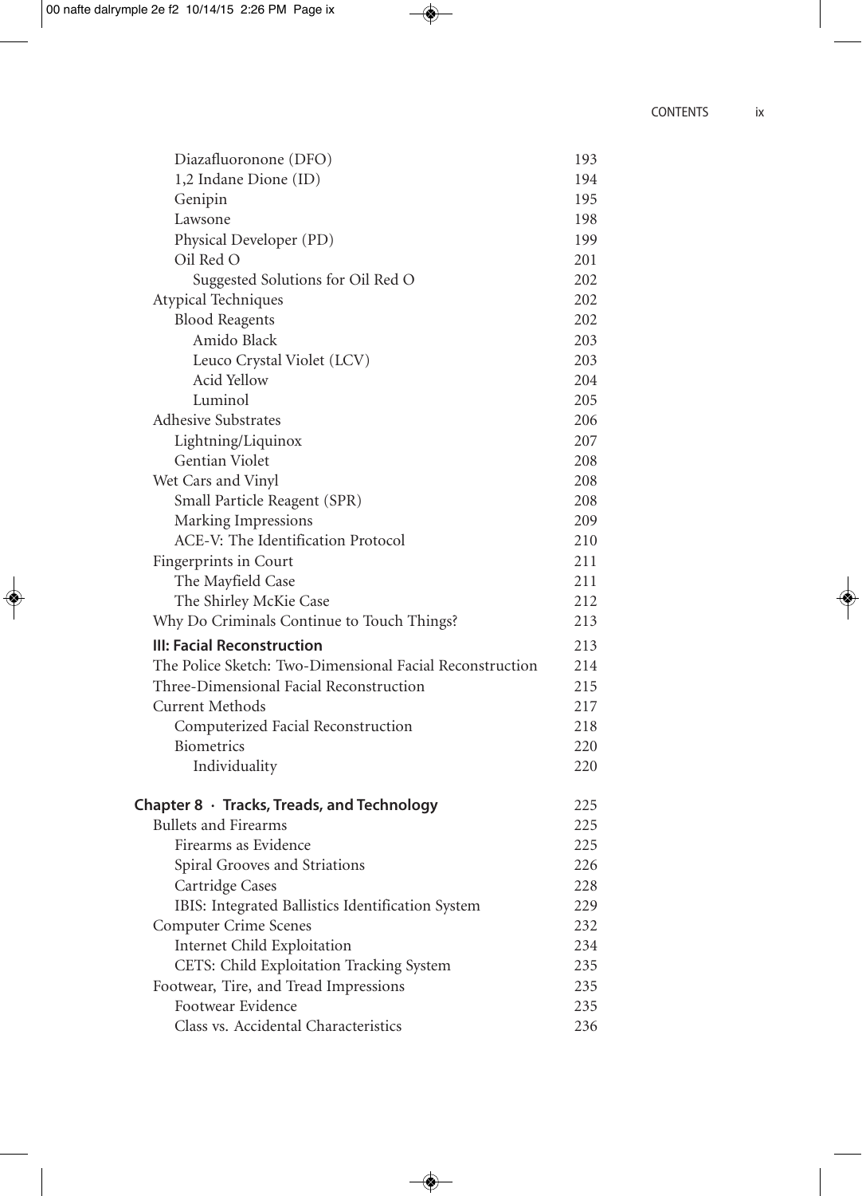| | |
|---|---|
| Diazafluoronone (DFO) | 193 |
| 1,2 Indane Dione (ID) | 194 |
| Genipin | 195 |
| Lawsone | 198 |
| Physical Developer (PD) | 199 |
| Oil Red O | 201 |
| Suggested Solutions for Oil Red O | 202 |
| Atypical Techniques | 202 |
| Blood Reagents | 202 |
| Amido Black | 203 |
| Leuco Crystal Violet (LCV) | 203 |
| Acid Yellow | 204 |
| Luminol | 205 |
| Adhesive Substrates | 206 |
| Lightning/Liquinox | 207 |
| Gentian Violet | 208 |
| Wet Cars and Vinyl | 208 |
| Small Particle Reagent (SPR) | 208 |
| Marking Impressions | 209 |
| ACE-V: The Identification Protocol | 210 |
| Fingerprints in Court | 211 |
| The Mayfield Case | 211 |
| The Shirley McKie Case | 212 |
| Why Do Criminals Continue to Touch Things? | 213 |
| **III: Facial Reconstruction** | 213 |
| The Police Sketch: Two-Dimensional Facial Reconstruction | 214 |
| Three-Dimensional Facial Reconstruction | 215 |
| Current Methods | 217 |
| Computerized Facial Reconstruction | 218 |
| Biometrics | 220 |
| Individuality | 220 |
| **Chapter 8 · Tracks, Treads, and Technology** | 225 |
| Bullets and Firearms | 225 |
| Firearms as Evidence | 225 |
| Spiral Grooves and Striations | 226 |
| Cartridge Cases | 228 |
| IBIS: Integrated Ballistics Identification System | 229 |
| Computer Crime Scenes | 232 |
| Internet Child Exploitation | 234 |
| CETS: Child Exploitation Tracking System | 235 |
| Footwear, Tire, and Tread Impressions | 235 |
| Footwear Evidence | 235 |
| Class vs. Accidental Characteristics | 236 |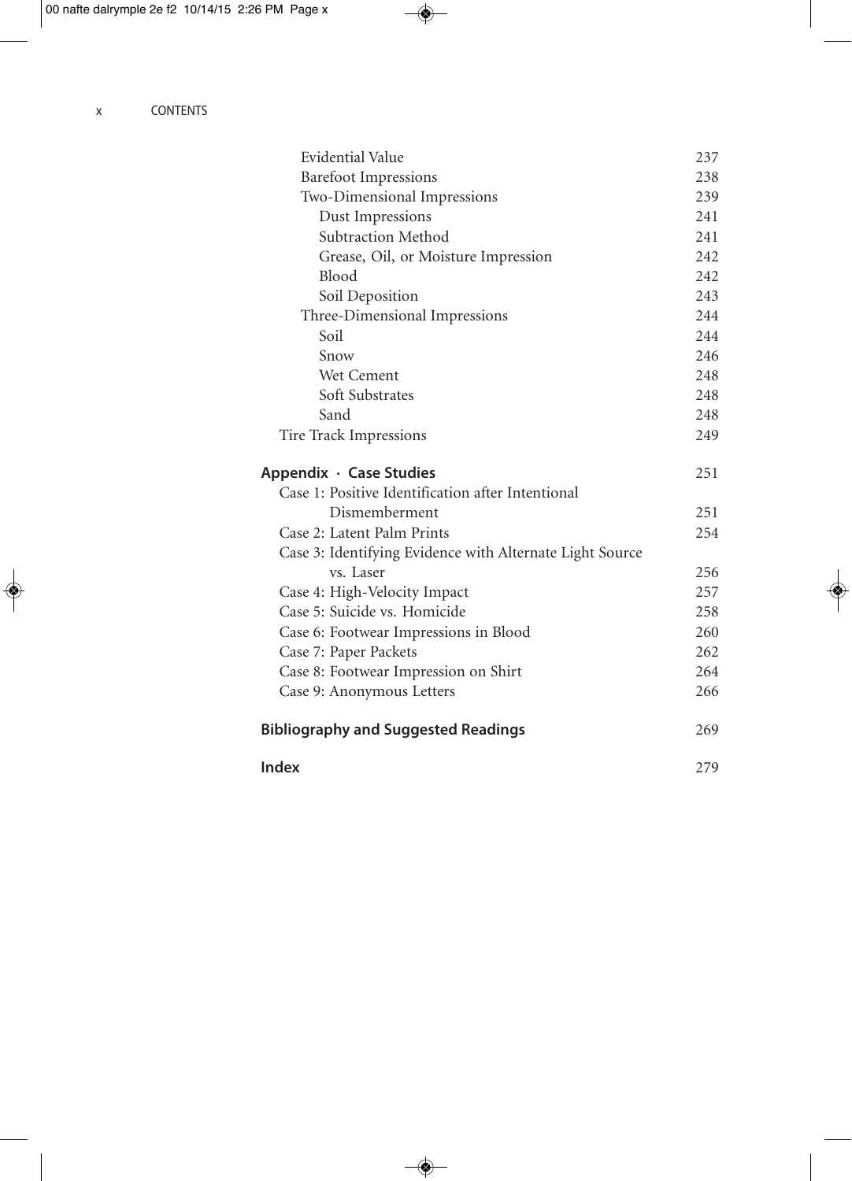Evidential Value 237
Barefoot Impressions 238
Two-Dimensional Impressions 239
Dust Impressions 241
Subtraction Method 241
Grease, Oil, or Moisture Impression 242
Blood 242
Soil Deposition 243
Three-Dimensional Impressions 244
Soil 244
Snow 246
Wet Cement 248
Soft Substrates 248
Sand 248
Tire Track Impressions 249

**Appendix · Case Studies** 251

Case 1: Positive Identification after Intentional Dismemberment 251
Case 2: Latent Palm Prints 254
Case 3: Identifying Evidence with Alternate Light Source vs. Laser 256
Case 4: High-Velocity Impact 257
Case 5: Suicide vs. Homicide 258
Case 6: Footwear Impressions in Blood 260
Case 7: Paper Packets 262
Case 8: Footwear Impression on Shirt 264
Case 9: Anonymous Letters 266

**Bibliography and Suggested Readings** 269

**Index** 279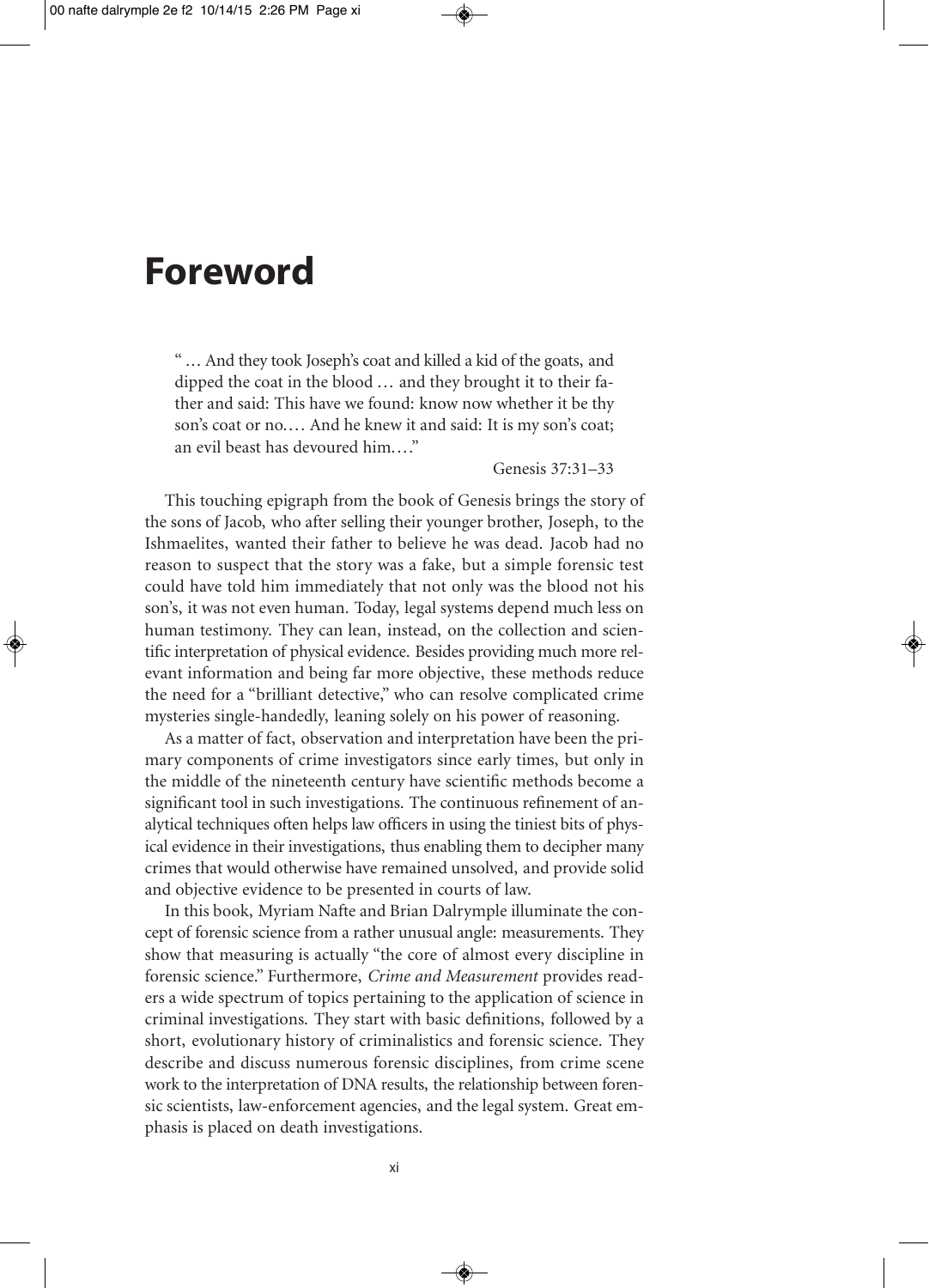# Foreword

> " … And they took Joseph's coat and killed a kid of the goats, and dipped the coat in the blood … and they brought it to their father and said: This have we found: know now whether it be thy son's coat or no.… And he knew it and said: It is my son's coat; an evil beast has devoured him.…"
>
> Genesis 37:31–33

This touching epigraph from the book of Genesis brings the story of the sons of Jacob, who after selling their younger brother, Joseph, to the Ishmaelites, wanted their father to believe he was dead. Jacob had no reason to suspect that the story was a fake, but a simple forensic test could have told him immediately that not only was the blood not his son's, it was not even human. Today, legal systems depend much less on human testimony. They can lean, instead, on the collection and scientific interpretation of physical evidence. Besides providing much more relevant information and being far more objective, these methods reduce the need for a "brilliant detective," who can resolve complicated crime mysteries single-handedly, leaning solely on his power of reasoning.

As a matter of fact, observation and interpretation have been the primary components of crime investigators since early times, but only in the middle of the nineteenth century have scientific methods become a significant tool in such investigations. The continuous refinement of analytical techniques often helps law officers in using the tiniest bits of physical evidence in their investigations, thus enabling them to decipher many crimes that would otherwise have remained unsolved, and provide solid and objective evidence to be presented in courts of law.

In this book, Myriam Nafte and Brian Dalrymple illuminate the concept of forensic science from a rather unusual angle: measurements. They show that measuring is actually "the core of almost every discipline in forensic science." Furthermore, *Crime and Measurement* provides readers a wide spectrum of topics pertaining to the application of science in criminal investigations. They start with basic definitions, followed by a short, evolutionary history of criminalistics and forensic science. They describe and discuss numerous forensic disciplines, from crime scene work to the interpretation of DNA results, the relationship between forensic scientists, law-enforcement agencies, and the legal system. Great emphasis is placed on death investigations.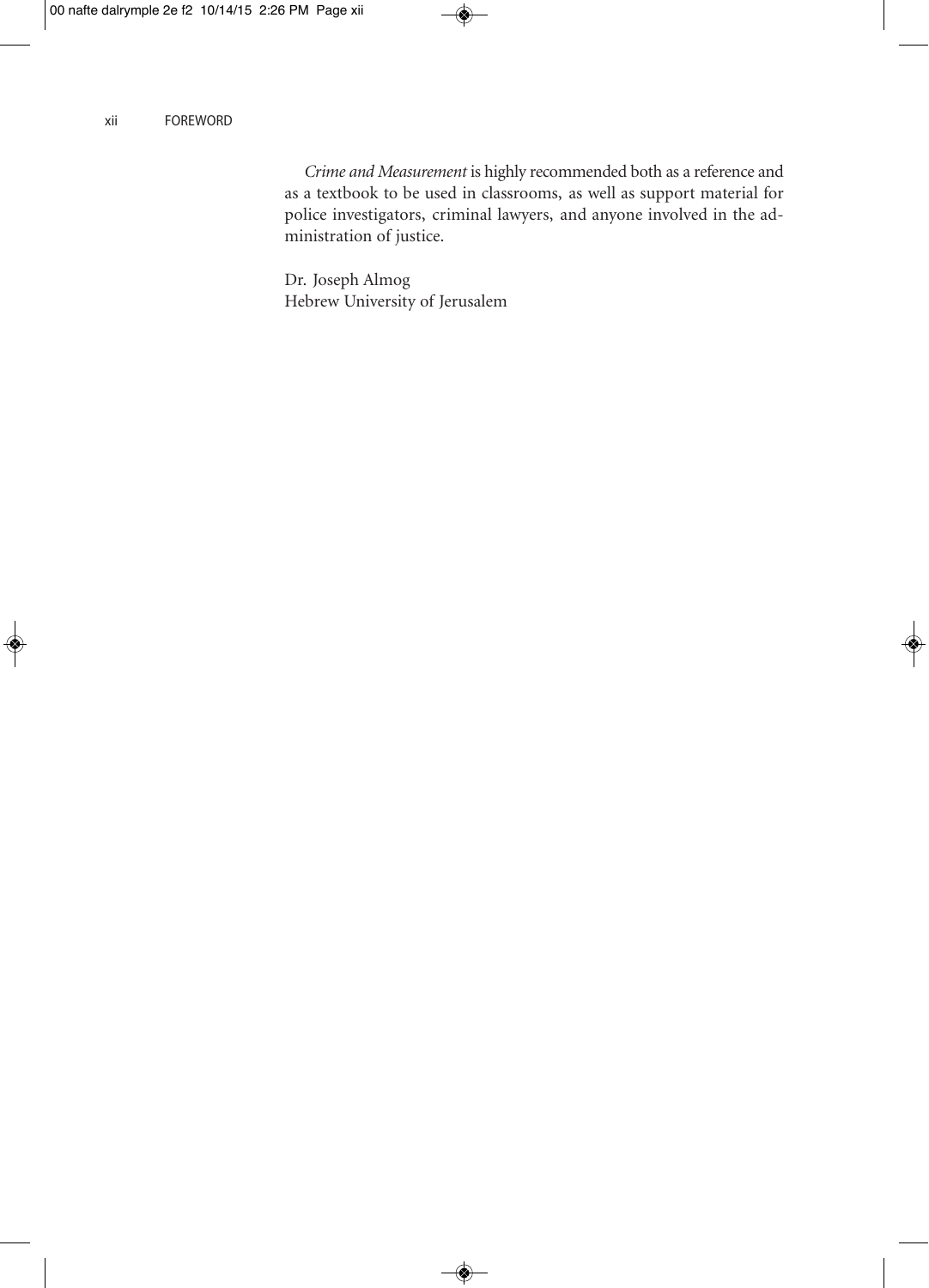*Crime and Measurement* is highly recommended both as a reference and as a textbook to be used in classrooms, as well as support material for police investigators, criminal lawyers, and anyone involved in the administration of justice.

Dr. Joseph Almog
Hebrew University of Jerusalem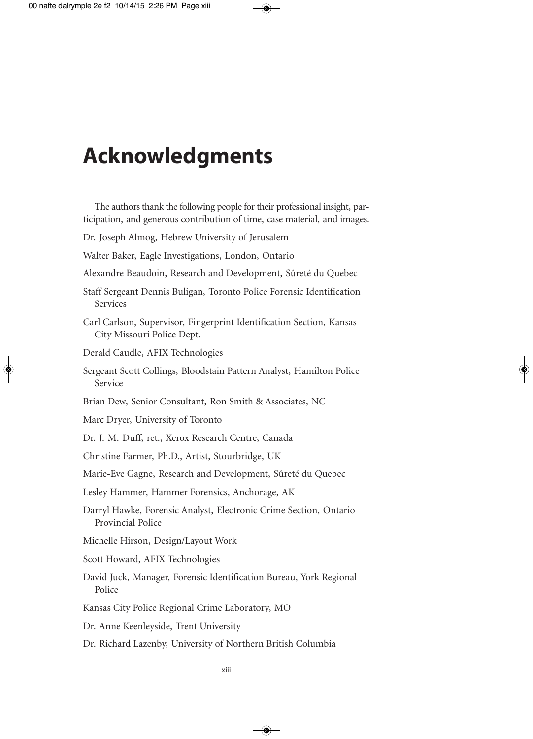# Acknowledgments

The authors thank the following people for their professional insight, participation, and generous contribution of time, case material, and images.

Dr. Joseph Almog, Hebrew University of Jerusalem

Walter Baker, Eagle Investigations, London, Ontario

Alexandre Beaudoin, Research and Development, Sûreté du Quebec

Staff Sergeant Dennis Buligan, Toronto Police Forensic Identification Services

Carl Carlson, Supervisor, Fingerprint Identification Section, Kansas City Missouri Police Dept.

Derald Caudle, AFIX Technologies

Sergeant Scott Collings, Bloodstain Pattern Analyst, Hamilton Police Service

Brian Dew, Senior Consultant, Ron Smith & Associates, NC

Marc Dryer, University of Toronto

Dr. J. M. Duff, ret., Xerox Research Centre, Canada

Christine Farmer, Ph.D., Artist, Stourbridge, UK

Marie-Eve Gagne, Research and Development, Sûreté du Quebec

Lesley Hammer, Hammer Forensics, Anchorage, AK

Darryl Hawke, Forensic Analyst, Electronic Crime Section, Ontario Provincial Police

Michelle Hirson, Design/Layout Work

Scott Howard, AFIX Technologies

David Juck, Manager, Forensic Identification Bureau, York Regional Police

Kansas City Police Regional Crime Laboratory, MO

Dr. Anne Keenleyside, Trent University

Dr. Richard Lazenby, University of Northern British Columbia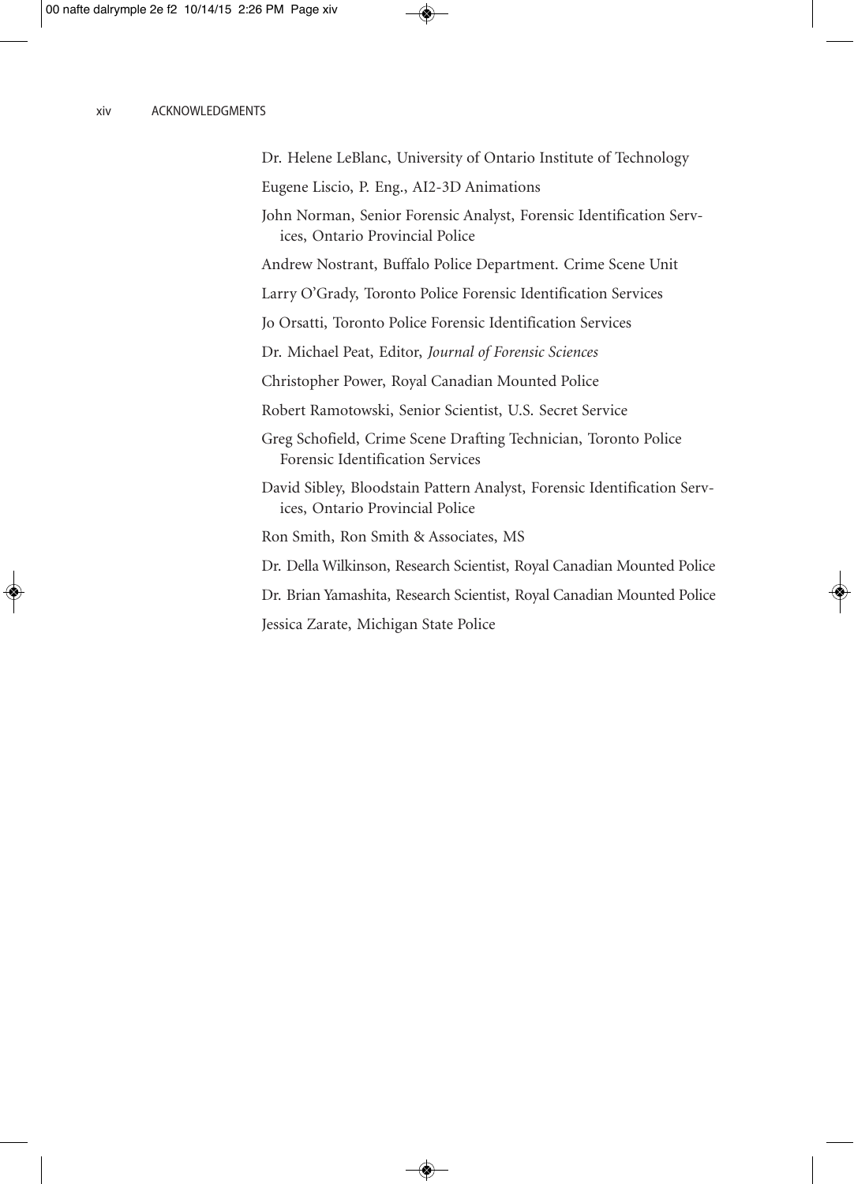Dr. Helene LeBlanc, University of Ontario Institute of Technology

Eugene Liscio, P. Eng., AI2-3D Animations

John Norman, Senior Forensic Analyst, Forensic Identification Services, Ontario Provincial Police

Andrew Nostrant, Buffalo Police Department. Crime Scene Unit

Larry O'Grady, Toronto Police Forensic Identification Services

Jo Orsatti, Toronto Police Forensic Identification Services

Dr. Michael Peat, Editor, *Journal of Forensic Sciences*

Christopher Power, Royal Canadian Mounted Police

Robert Ramotowski, Senior Scientist, U.S. Secret Service

Greg Schofield, Crime Scene Drafting Technician, Toronto Police Forensic Identification Services

David Sibley, Bloodstain Pattern Analyst, Forensic Identification Services, Ontario Provincial Police

Ron Smith, Ron Smith & Associates, MS

Dr. Della Wilkinson, Research Scientist, Royal Canadian Mounted Police

Dr. Brian Yamashita, Research Scientist, Royal Canadian Mounted Police

Jessica Zarate, Michigan State Police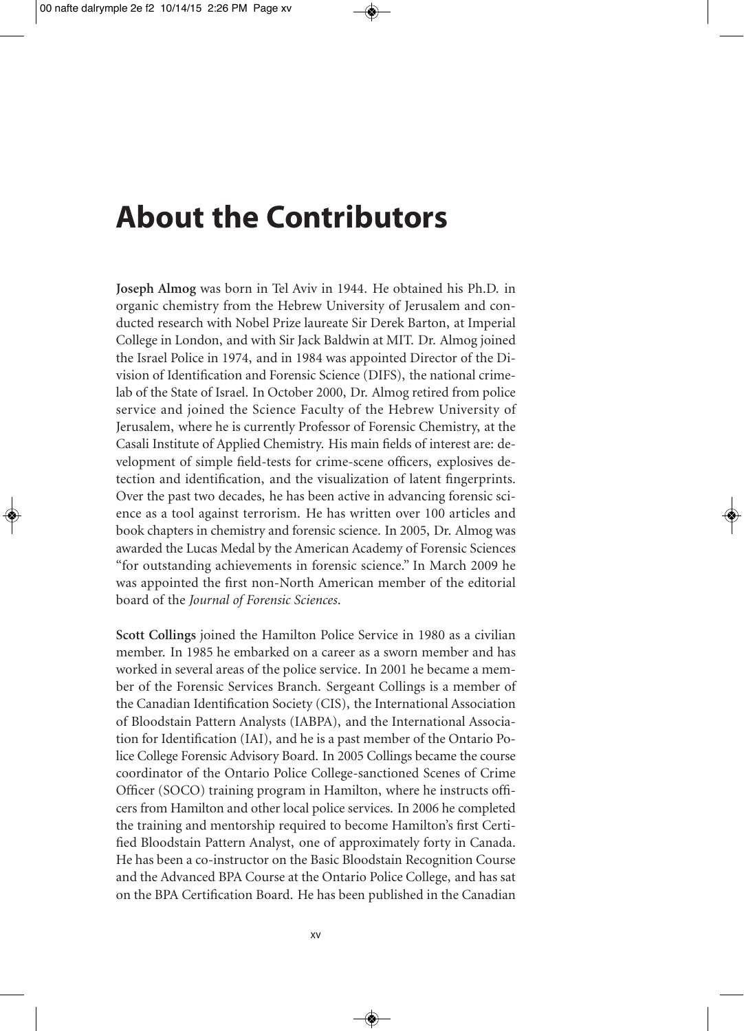# About the Contributors

**Joseph Almog** was born in Tel Aviv in 1944. He obtained his Ph.D. in organic chemistry from the Hebrew University of Jerusalem and conducted research with Nobel Prize laureate Sir Derek Barton, at Imperial College in London, and with Sir Jack Baldwin at MIT. Dr. Almog joined the Israel Police in 1974, and in 1984 was appointed Director of the Division of Identification and Forensic Science (DIFS), the national crime-lab of the State of Israel. In October 2000, Dr. Almog retired from police service and joined the Science Faculty of the Hebrew University of Jerusalem, where he is currently Professor of Forensic Chemistry, at the Casali Institute of Applied Chemistry. His main fields of interest are: development of simple field-tests for crime-scene officers, explosives detection and identification, and the visualization of latent fingerprints. Over the past two decades, he has been active in advancing forensic science as a tool against terrorism. He has written over 100 articles and book chapters in chemistry and forensic science. In 2005, Dr. Almog was awarded the Lucas Medal by the American Academy of Forensic Sciences "for outstanding achievements in forensic science." In March 2009 he was appointed the first non-North American member of the editorial board of the *Journal of Forensic Sciences*.

**Scott Collings** joined the Hamilton Police Service in 1980 as a civilian member. In 1985 he embarked on a career as a sworn member and has worked in several areas of the police service. In 2001 he became a member of the Forensic Services Branch. Sergeant Collings is a member of the Canadian Identification Society (CIS), the International Association of Bloodstain Pattern Analysts (IABPA), and the International Association for Identification (IAI), and he is a past member of the Ontario Police College Forensic Advisory Board. In 2005 Collings became the course coordinator of the Ontario Police College-sanctioned Scenes of Crime Officer (SOCO) training program in Hamilton, where he instructs officers from Hamilton and other local police services. In 2006 he completed the training and mentorship required to become Hamilton's first Certified Bloodstain Pattern Analyst, one of approximately forty in Canada. He has been a co-instructor on the Basic Bloodstain Recognition Course and the Advanced BPA Course at the Ontario Police College, and has sat on the BPA Certification Board. He has been published in the Canadian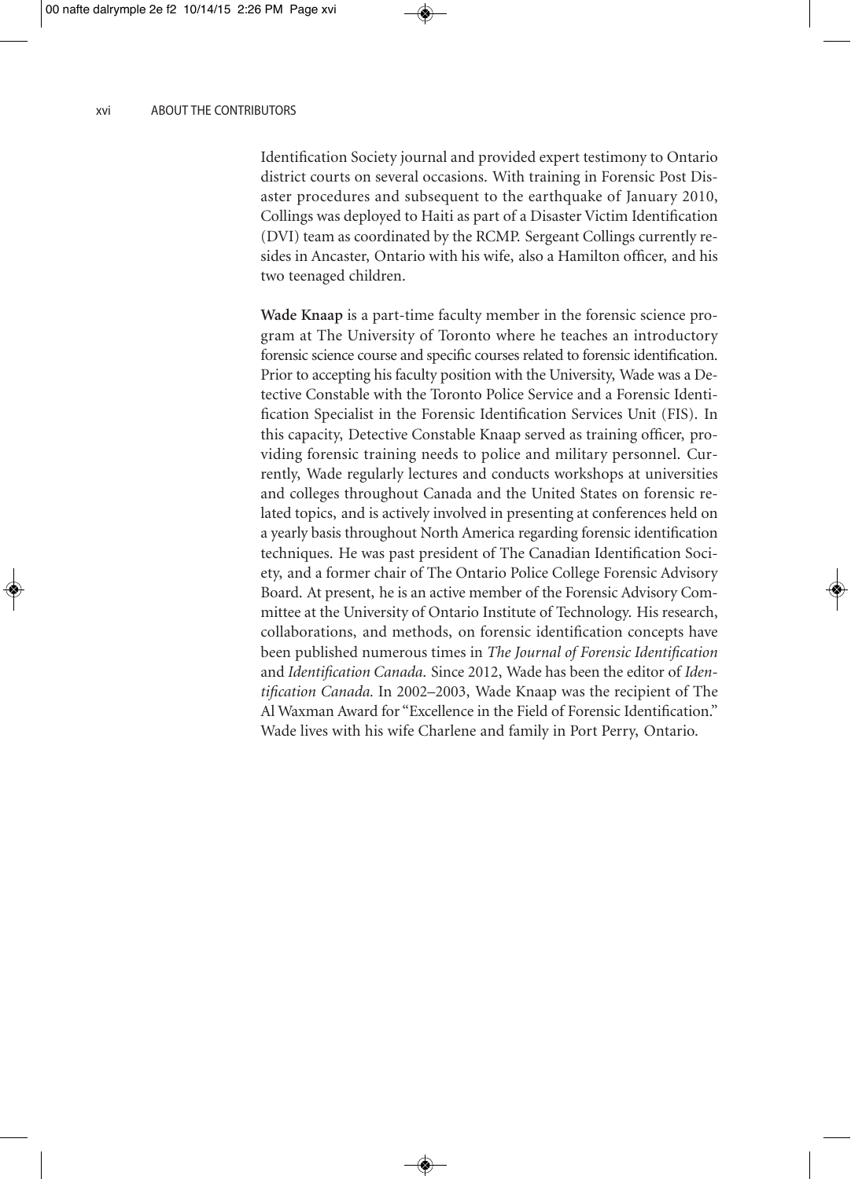Identification Society journal and provided expert testimony to Ontario district courts on several occasions. With training in Forensic Post Disaster procedures and subsequent to the earthquake of January 2010, Collings was deployed to Haiti as part of a Disaster Victim Identification (DVI) team as coordinated by the RCMP. Sergeant Collings currently resides in Ancaster, Ontario with his wife, also a Hamilton officer, and his two teenaged children.

**Wade Knaap** is a part-time faculty member in the forensic science program at The University of Toronto where he teaches an introductory forensic science course and specific courses related to forensic identification. Prior to accepting his faculty position with the University, Wade was a Detective Constable with the Toronto Police Service and a Forensic Identification Specialist in the Forensic Identification Services Unit (FIS). In this capacity, Detective Constable Knaap served as training officer, providing forensic training needs to police and military personnel. Currently, Wade regularly lectures and conducts workshops at universities and colleges throughout Canada and the United States on forensic related topics, and is actively involved in presenting at conferences held on a yearly basis throughout North America regarding forensic identification techniques. He was past president of The Canadian Identification Society, and a former chair of The Ontario Police College Forensic Advisory Board. At present, he is an active member of the Forensic Advisory Committee at the University of Ontario Institute of Technology. His research, collaborations, and methods, on forensic identification concepts have been published numerous times in *The Journal of Forensic Identification* and *Identification Canada.* Since 2012, Wade has been the editor of *Identification Canada.* In 2002–2003, Wade Knaap was the recipient of The Al Waxman Award for "Excellence in the Field of Forensic Identification." Wade lives with his wife Charlene and family in Port Perry, Ontario.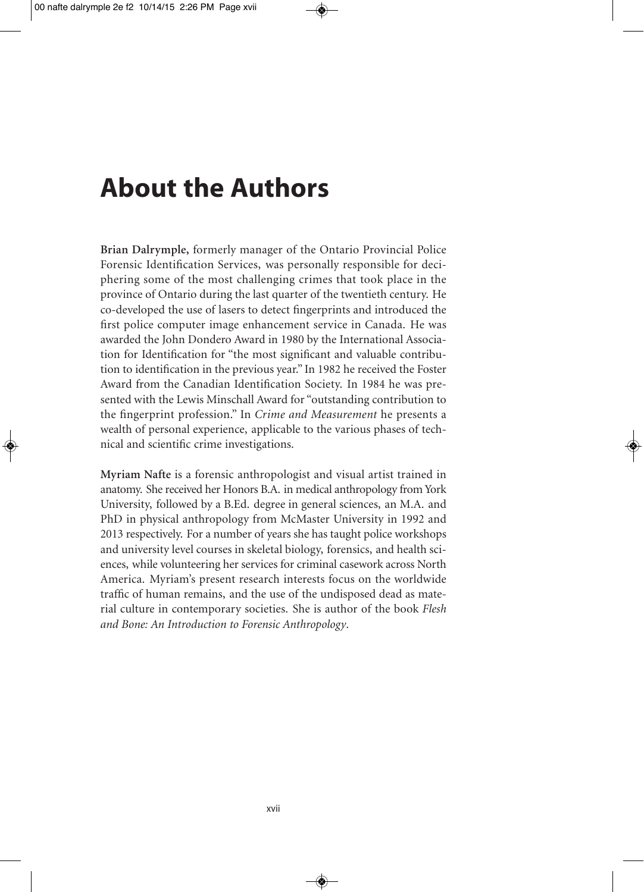# About the Authors

**Brian Dalrymple,** formerly manager of the Ontario Provincial Police Forensic Identification Services, was personally responsible for deciphering some of the most challenging crimes that took place in the province of Ontario during the last quarter of the twentieth century. He co-developed the use of lasers to detect fingerprints and introduced the first police computer image enhancement service in Canada. He was awarded the John Dondero Award in 1980 by the International Association for Identification for "the most significant and valuable contribution to identification in the previous year." In 1982 he received the Foster Award from the Canadian Identification Society. In 1984 he was presented with the Lewis Minschall Award for "outstanding contribution to the fingerprint profession." In *Crime and Measurement* he presents a wealth of personal experience, applicable to the various phases of technical and scientific crime investigations.

**Myriam Nafte** is a forensic anthropologist and visual artist trained in anatomy. She received her Honors B.A. in medical anthropology from York University, followed by a B.Ed. degree in general sciences, an M.A. and PhD in physical anthropology from McMaster University in 1992 and 2013 respectively. For a number of years she has taught police workshops and university level courses in skeletal biology, forensics, and health sciences, while volunteering her services for criminal casework across North America. Myriam's present research interests focus on the worldwide traffic of human remains, and the use of the undisposed dead as material culture in contemporary societies. She is author of the book *Flesh and Bone: An Introduction to Forensic Anthropology*.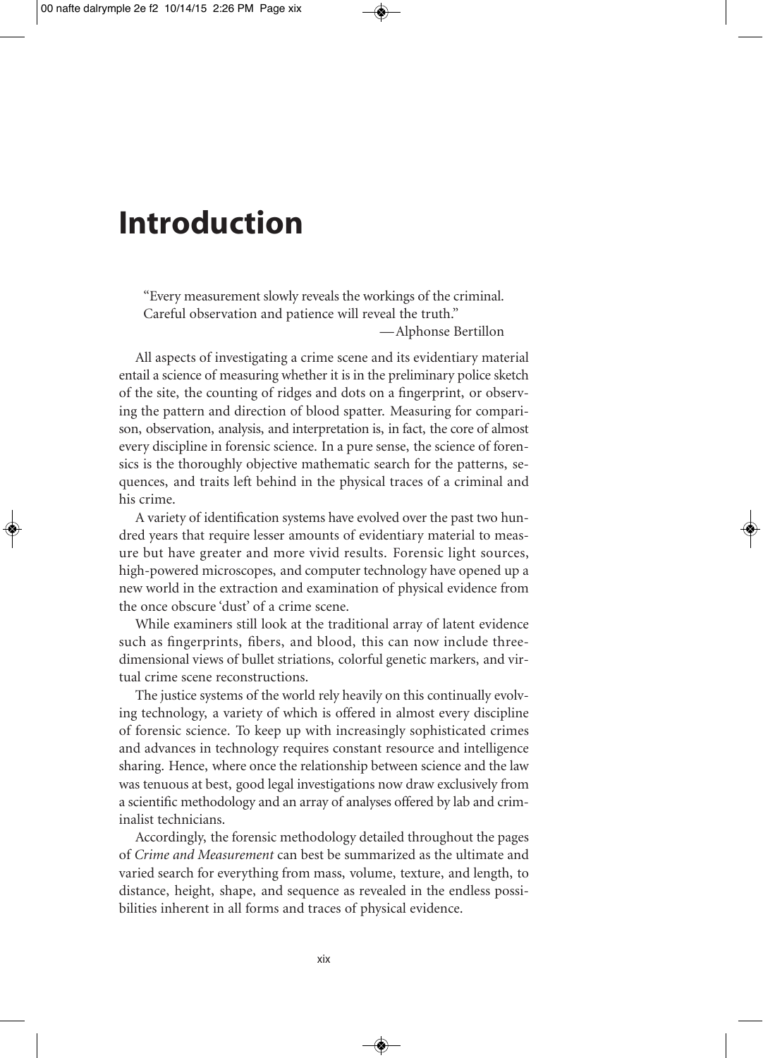# Introduction

> "Every measurement slowly reveals the workings of the criminal. Careful observation and patience will reveal the truth."
>
> —Alphonse Bertillon

All aspects of investigating a crime scene and its evidentiary material entail a science of measuring whether it is in the preliminary police sketch of the site, the counting of ridges and dots on a fingerprint, or observing the pattern and direction of blood spatter. Measuring for comparison, observation, analysis, and interpretation is, in fact, the core of almost every discipline in forensic science. In a pure sense, the science of forensics is the thoroughly objective mathematic search for the patterns, sequences, and traits left behind in the physical traces of a criminal and his crime.

A variety of identification systems have evolved over the past two hundred years that require lesser amounts of evidentiary material to measure but have greater and more vivid results. Forensic light sources, high-powered microscopes, and computer technology have opened up a new world in the extraction and examination of physical evidence from the once obscure 'dust' of a crime scene.

While examiners still look at the traditional array of latent evidence such as fingerprints, fibers, and blood, this can now include three-dimensional views of bullet striations, colorful genetic markers, and virtual crime scene reconstructions.

The justice systems of the world rely heavily on this continually evolving technology, a variety of which is offered in almost every discipline of forensic science. To keep up with increasingly sophisticated crimes and advances in technology requires constant resource and intelligence sharing. Hence, where once the relationship between science and the law was tenuous at best, good legal investigations now draw exclusively from a scientific methodology and an array of analyses offered by lab and criminalist technicians.

Accordingly, the forensic methodology detailed throughout the pages of *Crime and Measurement* can best be summarized as the ultimate and varied search for everything from mass, volume, texture, and length, to distance, height, shape, and sequence as revealed in the endless possibilities inherent in all forms and traces of physical evidence.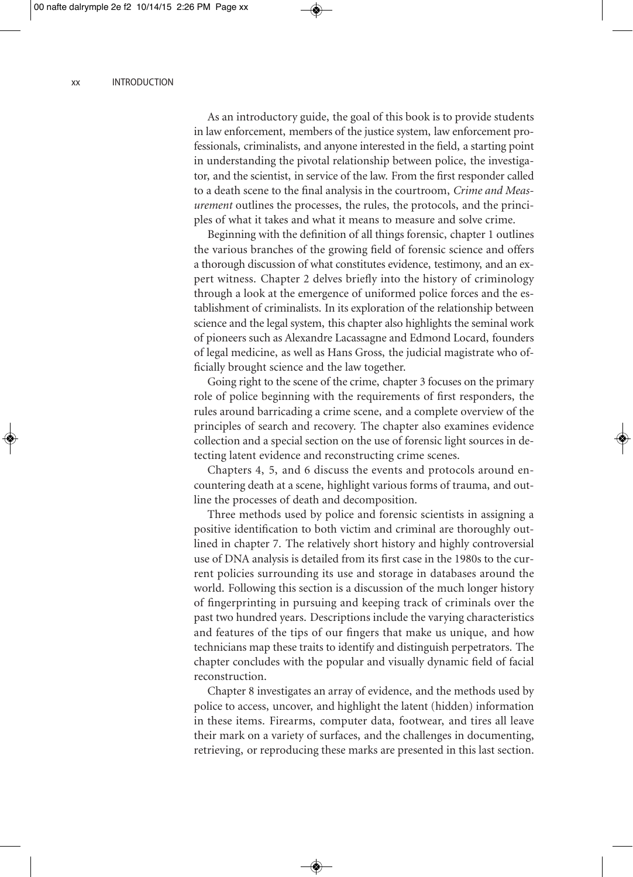As an introductory guide, the goal of this book is to provide students in law enforcement, members of the justice system, law enforcement professionals, criminalists, and anyone interested in the field, a starting point in understanding the pivotal relationship between police, the investigator, and the scientist, in service of the law. From the first responder called to a death scene to the final analysis in the courtroom, *Crime and Measurement* outlines the processes, the rules, the protocols, and the principles of what it takes and what it means to measure and solve crime.

Beginning with the definition of all things forensic, chapter 1 outlines the various branches of the growing field of forensic science and offers a thorough discussion of what constitutes evidence, testimony, and an expert witness. Chapter 2 delves briefly into the history of criminology through a look at the emergence of uniformed police forces and the establishment of criminalists. In its exploration of the relationship between science and the legal system, this chapter also highlights the seminal work of pioneers such as Alexandre Lacassagne and Edmond Locard, founders of legal medicine, as well as Hans Gross, the judicial magistrate who officially brought science and the law together.

Going right to the scene of the crime, chapter 3 focuses on the primary role of police beginning with the requirements of first responders, the rules around barricading a crime scene, and a complete overview of the principles of search and recovery. The chapter also examines evidence collection and a special section on the use of forensic light sources in detecting latent evidence and reconstructing crime scenes.

Chapters 4, 5, and 6 discuss the events and protocols around encountering death at a scene, highlight various forms of trauma, and outline the processes of death and decomposition.

Three methods used by police and forensic scientists in assigning a positive identification to both victim and criminal are thoroughly outlined in chapter 7. The relatively short history and highly controversial use of DNA analysis is detailed from its first case in the 1980s to the current policies surrounding its use and storage in databases around the world. Following this section is a discussion of the much longer history of fingerprinting in pursuing and keeping track of criminals over the past two hundred years. Descriptions include the varying characteristics and features of the tips of our fingers that make us unique, and how technicians map these traits to identify and distinguish perpetrators. The chapter concludes with the popular and visually dynamic field of facial reconstruction.

Chapter 8 investigates an array of evidence, and the methods used by police to access, uncover, and highlight the latent (hidden) information in these items. Firearms, computer data, footwear, and tires all leave their mark on a variety of surfaces, and the challenges in documenting, retrieving, or reproducing these marks are presented in this last section.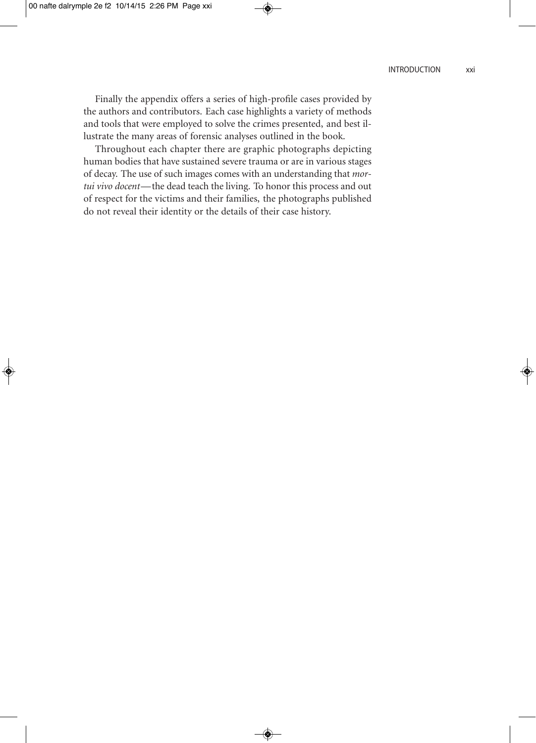Finally the appendix offers a series of high-profile cases provided by the authors and contributors. Each case highlights a variety of methods and tools that were employed to solve the crimes presented, and best illustrate the many areas of forensic analyses outlined in the book.

Throughout each chapter there are graphic photographs depicting human bodies that have sustained severe trauma or are in various stages of decay. The use of such images comes with an understanding that *mortui vivo docent*—the dead teach the living. To honor this process and out of respect for the victims and their families, the photographs published do not reveal their identity or the details of their case history.